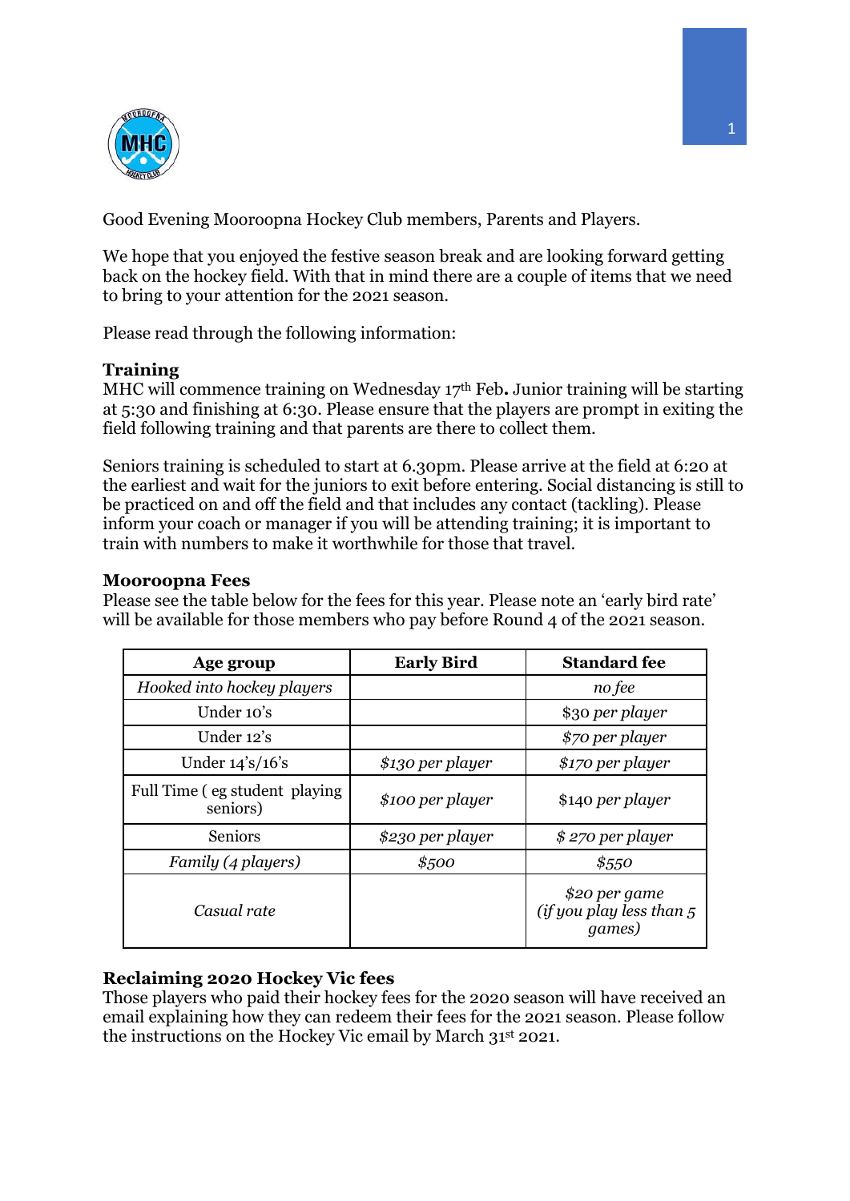Good Evening Mooroopna Hockey Club members, Parents and Players.

We hope that you enjoyed the festive season break and are looking forward getting back on the hockey field. With that in mind there are a couple of items that we need to bring to your attention for the 2021 season.

Please read through the following information:

**Training**
MHC will commence training on Wednesday 17th Feb**.** Junior training will be starting at 5:30 and finishing at 6:30. Please ensure that the players are prompt in exiting the field following training and that parents are there to collect them.

Seniors training is scheduled to start at 6.30pm. Please arrive at the field at 6:20 at the earliest and wait for the juniors to exit before entering. Social distancing is still to be practiced on and off the field and that includes any contact (tackling). Please inform your coach or manager if you will be attending training; it is important to train with numbers to make it worthwhile for those that travel.

**Mooroopna Fees**
Please see the table below for the fees for this year. Please note an 'early bird rate' will be available for those members who pay before Round 4 of the 2021 season.

| Age group | Early Bird | Standard fee |
|---|---|---|
| *Hooked into hockey players* | | *no fee* |
| Under 10's | | $30 *per player* |
| Under 12's | | *$70 per player* |
| Under 14's/16's | *$130 per player* | *$170 per player* |
| Full Time ( eg student playing seniors) | *$100 per player* | $140 *per player* |
| Seniors | *$230 per player* | *$ 270 per player* |
| *Family (4 players)* | *$500* | *$550* |
| *Casual rate* | | *$20 per game (if you play less than 5 games)* |

**Reclaiming 2020 Hockey Vic fees**
Those players who paid their hockey fees for the 2020 season will have received an email explaining how they can redeem their fees for the 2021 season. Please follow the instructions on the Hockey Vic email by March 31st 2021.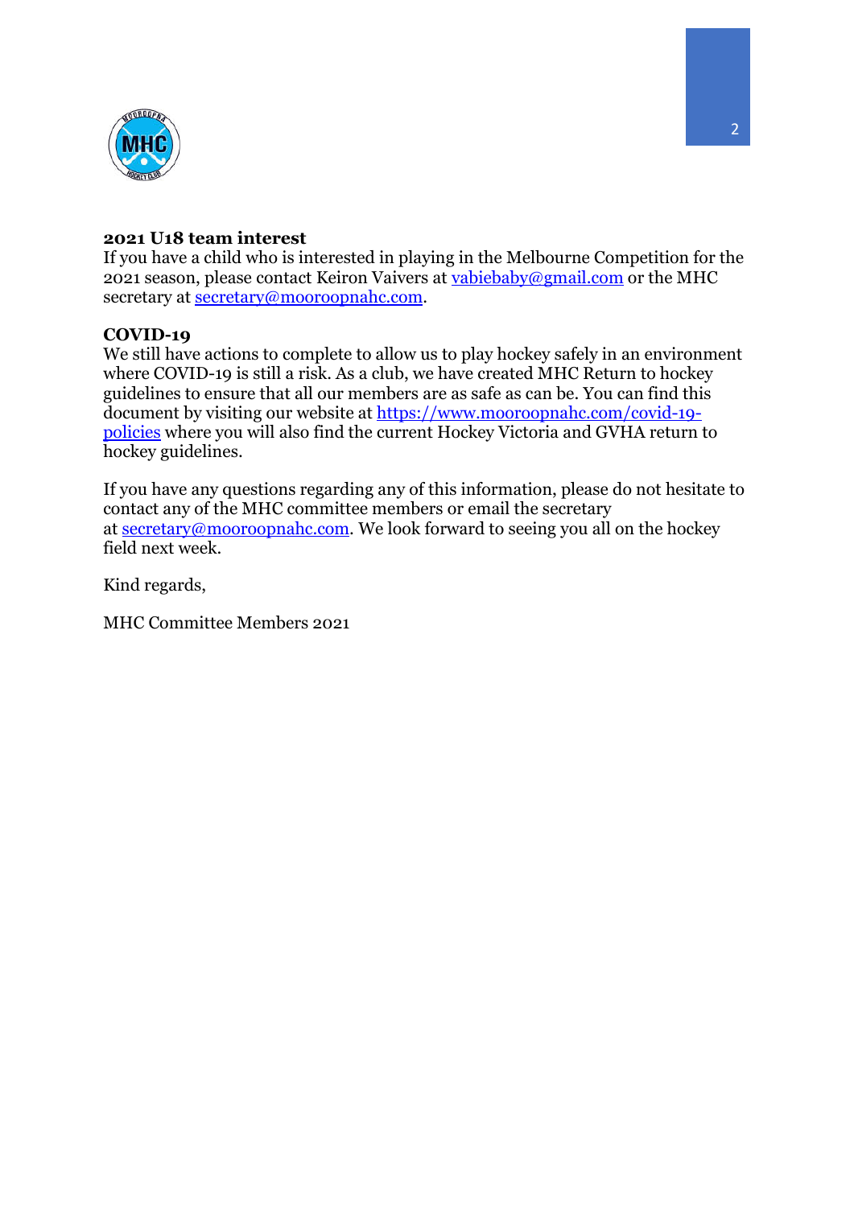**2021 U18 team interest**

If you have a child who is interested in playing in the Melbourne Competition for the 2021 season, please contact Keiron Vaivers at vabiebaby@gmail.com or the MHC secretary at secretary@mooroopnahc.com.

**COVID-19**

We still have actions to complete to allow us to play hockey safely in an environment where COVID-19 is still a risk. As a club, we have created MHC Return to hockey guidelines to ensure that all our members are as safe as can be. You can find this document by visiting our website at https://www.mooroopnahc.com/covid-19-policies where you will also find the current Hockey Victoria and GVHA return to hockey guidelines.

If you have any questions regarding any of this information, please do not hesitate to contact any of the MHC committee members or email the secretary at secretary@mooroopnahc.com. We look forward to seeing you all on the hockey field next week.

Kind regards,

MHC Committee Members 2021